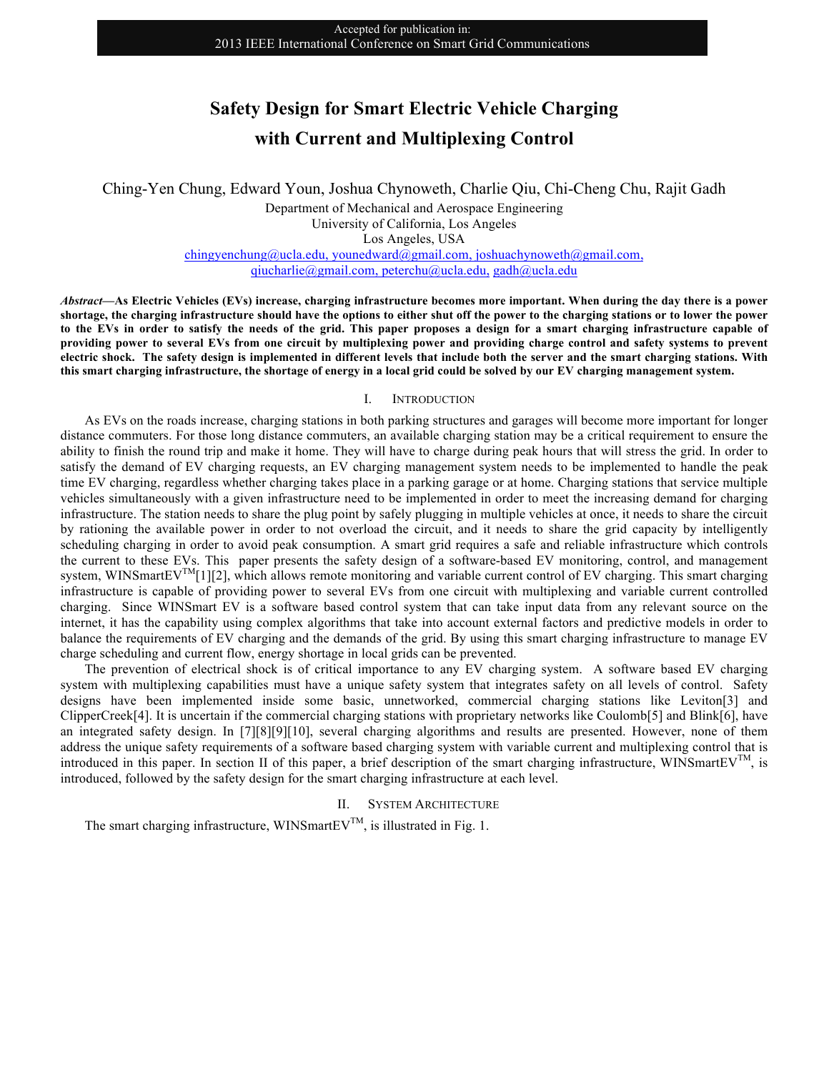Accepted for publication in:
2013 IEEE International Conference on Smart Grid Communications

# Safety Design for Smart Electric Vehicle Charging with Current and Multiplexing Control

Ching-Yen Chung, Edward Youn, Joshua Chynoweth, Charlie Qiu, Chi-Cheng Chu, Rajit Gadh

Department of Mechanical and Aerospace Engineering
University of California, Los Angeles
Los Angeles, USA
chingyenchung@ucla.edu, younedward@gmail.com, joshuachynoweth@gmail.com, qiucharlie@gmail.com, peterchu@ucla.edu, gadh@ucla.edu

***Abstract*—As Electric Vehicles (EVs) increase, charging infrastructure becomes more important. When during the day there is a power shortage, the charging infrastructure should have the options to either shut off the power to the charging stations or to lower the power to the EVs in order to satisfy the needs of the grid. This paper proposes a design for a smart charging infrastructure capable of providing power to several EVs from one circuit by multiplexing power and providing charge control and safety systems to prevent electric shock. The safety design is implemented in different levels that include both the server and the smart charging stations. With this smart charging infrastructure, the shortage of energy in a local grid could be solved by our EV charging management system.**

## I. Introduction

As EVs on the roads increase, charging stations in both parking structures and garages will become more important for longer distance commuters. For those long distance commuters, an available charging station may be a critical requirement to ensure the ability to finish the round trip and make it home. They will have to charge during peak hours that will stress the grid. In order to satisfy the demand of EV charging requests, an EV charging management system needs to be implemented to handle the peak time EV charging, regardless whether charging takes place in a parking garage or at home. Charging stations that service multiple vehicles simultaneously with a given infrastructure need to be implemented in order to meet the increasing demand for charging infrastructure. The station needs to share the plug point by safely plugging in multiple vehicles at once, it needs to share the circuit by rationing the available power in order to not overload the circuit, and it needs to share the grid capacity by intelligently scheduling charging in order to avoid peak consumption. A smart grid requires a safe and reliable infrastructure which controls the current to these EVs. This paper presents the safety design of a software-based EV monitoring, control, and management system, WINSmartEV$^{TM}$[1][2], which allows remote monitoring and variable current control of EV charging. This smart charging infrastructure is capable of providing power to several EVs from one circuit with multiplexing and variable current controlled charging. Since WINSmart EV is a software based control system that can take input data from any relevant source on the internet, it has the capability using complex algorithms that take into account external factors and predictive models in order to balance the requirements of EV charging and the demands of the grid. By using this smart charging infrastructure to manage EV charge scheduling and current flow, energy shortage in local grids can be prevented.

The prevention of electrical shock is of critical importance to any EV charging system. A software based EV charging system with multiplexing capabilities must have a unique safety system that integrates safety on all levels of control. Safety designs have been implemented inside some basic, unnetworked, commercial charging stations like Leviton[3] and ClipperCreek[4]. It is uncertain if the commercial charging stations with proprietary networks like Coulomb[5] and Blink[6], have an integrated safety design. In [7][8][9][10], several charging algorithms and results are presented. However, none of them address the unique safety requirements of a software based charging system with variable current and multiplexing control that is introduced in this paper. In section II of this paper, a brief description of the smart charging infrastructure, WINSmartEV$^{TM}$, is introduced, followed by the safety design for the smart charging infrastructure at each level.

## II. System Architecture

The smart charging infrastructure, WINSmartEV$^{TM}$, is illustrated in Fig. 1.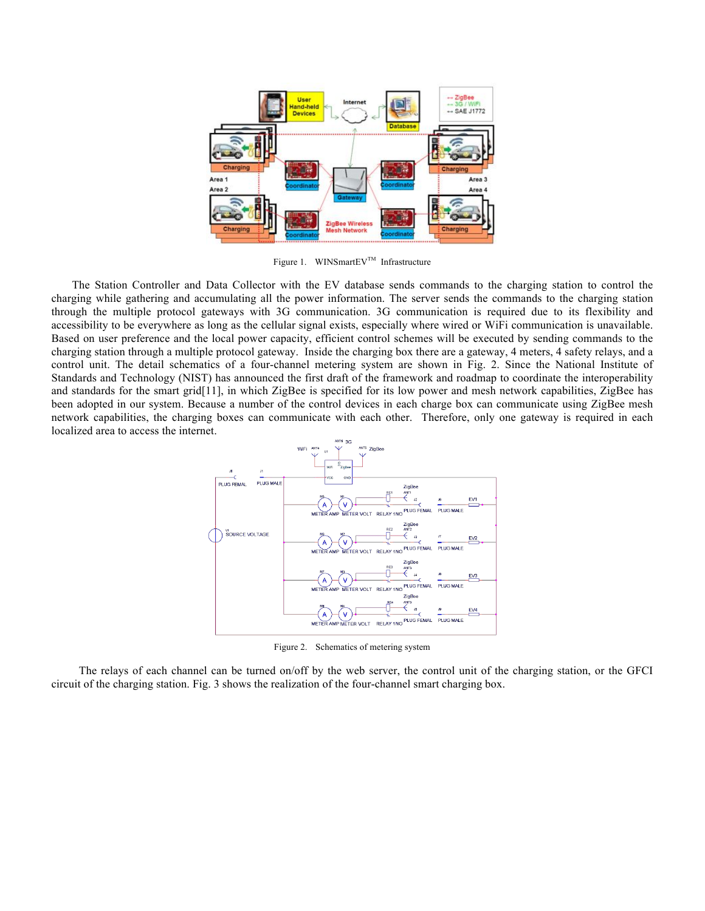Figure 1. WINSmartEV™ Infrastructure

The Station Controller and Data Collector with the EV database sends commands to the charging station to control the charging while gathering and accumulating all the power information. The server sends the commands to the charging station through the multiple protocol gateways with 3G communication. 3G communication is required due to its flexibility and accessibility to be everywhere as long as the cellular signal exists, especially where wired or WiFi communication is unavailable. Based on user preference and the local power capacity, efficient control schemes will be executed by sending commands to the charging station through a multiple protocol gateway. Inside the charging box there are a gateway, 4 meters, 4 safety relays, and a control unit. The detail schematics of a four-channel metering system are shown in Fig. 2. Since the National Institute of Standards and Technology (NIST) has announced the first draft of the framework and roadmap to coordinate the interoperability and standards for the smart grid[11], in which ZigBee is specified for its low power and mesh network capabilities, ZigBee has been adopted in our system. Because a number of the control devices in each charge box can communicate using ZigBee mesh network capabilities, the charging boxes can communicate with each other. Therefore, only one gateway is required in each localized area to access the internet.

Figure 2. Schematics of metering system

The relays of each channel can be turned on/off by the web server, the control unit of the charging station, or the GFCI circuit of the charging station. Fig. 3 shows the realization of the four-channel smart charging box.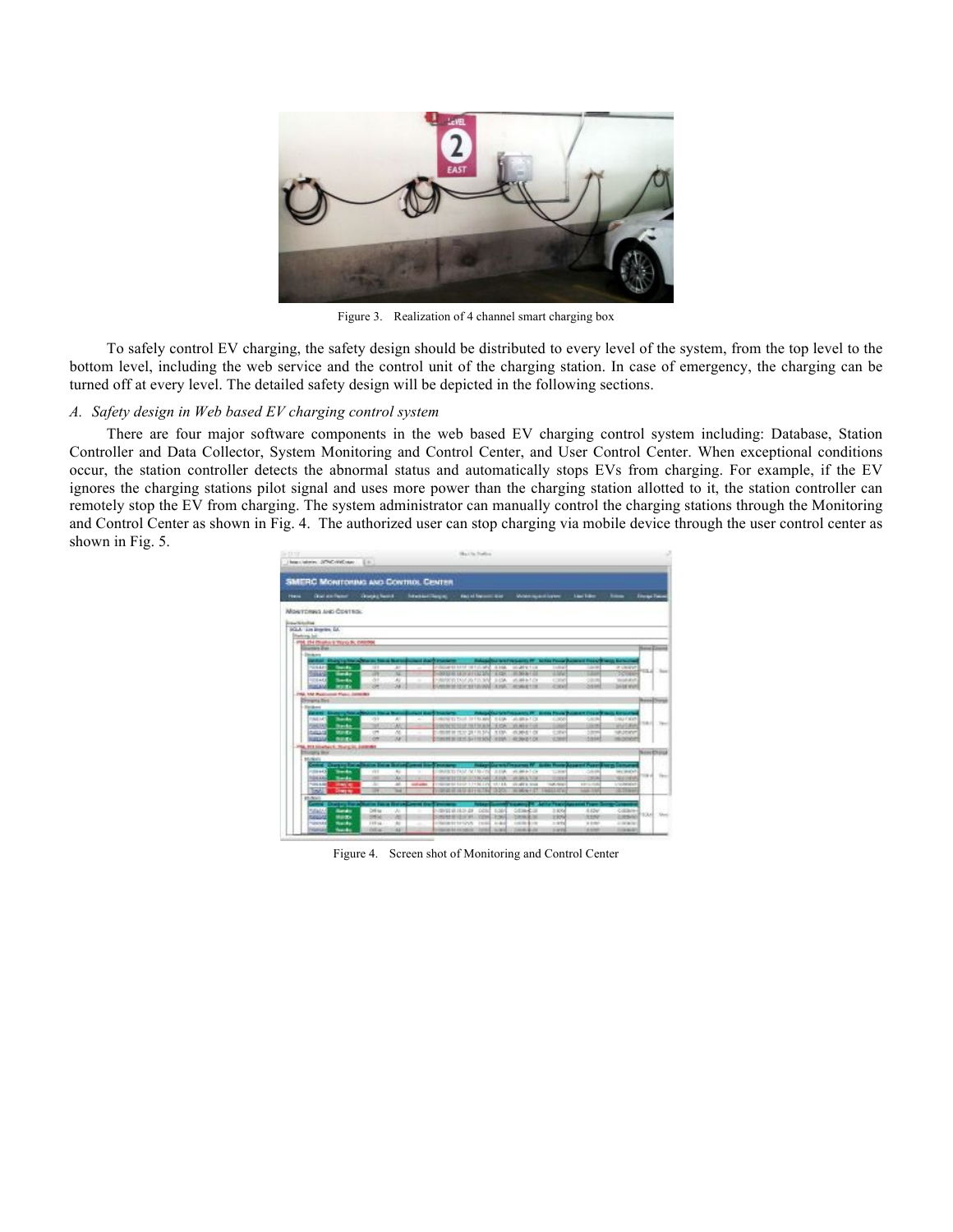Figure 3. Realization of 4 channel smart charging box

To safely control EV charging, the safety design should be distributed to every level of the system, from the top level to the bottom level, including the web service and the control unit of the charging station. In case of emergency, the charging can be turned off at every level. The detailed safety design will be depicted in the following sections.

### *A. Safety design in Web based EV charging control system*

There are four major software components in the web based EV charging control system including: Database, Station Controller and Data Collector, System Monitoring and Control Center, and User Control Center. When exceptional conditions occur, the station controller detects the abnormal status and automatically stops EVs from charging. For example, if the EV ignores the charging stations pilot signal and uses more power than the charging station allotted to it, the station controller can remotely stop the EV from charging. The system administrator can manually control the charging stations through the Monitoring and Control Center as shown in Fig. 4. The authorized user can stop charging via mobile device through the user control center as shown in Fig. 5.

Figure 4. Screen shot of Monitoring and Control Center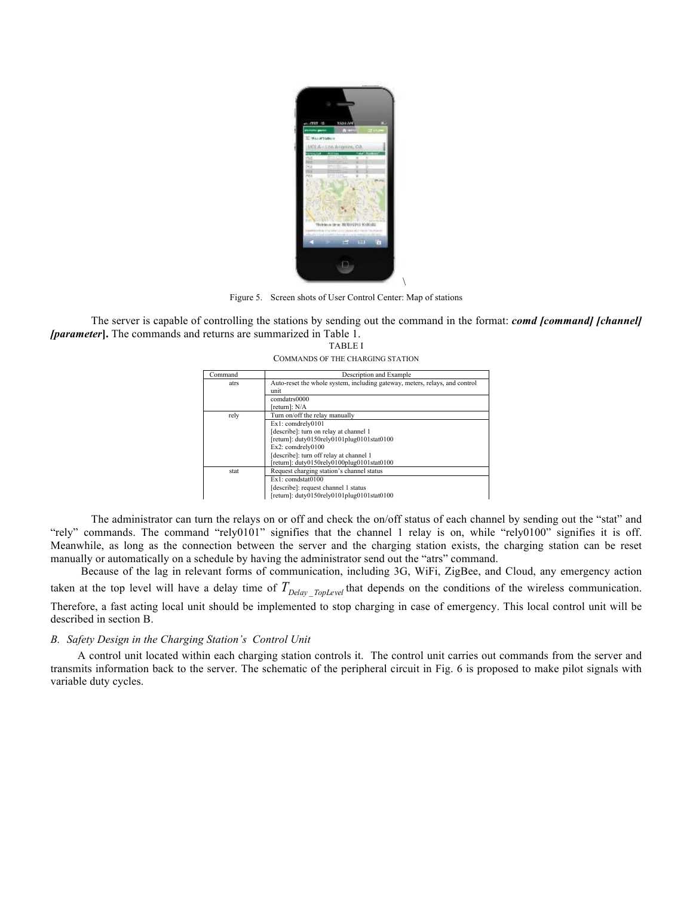Figure 5. Screen shots of User Control Center: Map of stations

The server is capable of controlling the stations by sending out the command in the format: ***comd [command] [channel] [parameter]***. The commands and returns are summarized in Table 1.

TABLE I

COMMANDS OF THE CHARGING STATION

| Command | Description and Example |
| --- | --- |
| atrs | Auto-reset the whole system, including gateway, meters, relays, and control unit |
| | comdatrs0000<br>[return]: N/A |
| rely | Turn on/off the relay manually |
| | Ex1: comdrely0101<br>[describe]: turn on relay at channel 1<br>[return]: duty0150rely0101plug0101stat0100<br>Ex2: comdrely0100<br>[describe]: turn off relay at channel 1<br>[return]: duty0150rely0100plug0101stat0100 |
| stat | Request charging station's channel status |
| | Ex1: comdstat0100<br>[describe]: request channel 1 status<br>[return]: duty0150rely0101plug0101stat0100 |

The administrator can turn the relays on or off and check the on/off status of each channel by sending out the "stat" and "rely" commands. The command "rely0101" signifies that the channel 1 relay is on, while "rely0100" signifies it is off. Meanwhile, as long as the connection between the server and the charging station exists, the charging station can be reset manually or automatically on a schedule by having the administrator send out the "atrs" command.

Because of the lag in relevant forms of communication, including 3G, WiFi, ZigBee, and Cloud, any emergency action taken at the top level will have a delay time of $T_{Delay\_TopLevel}$ that depends on the conditions of the wireless communication. Therefore, a fast acting local unit should be implemented to stop charging in case of emergency. This local control unit will be described in section B.

### *B. Safety Design in the Charging Station's Control Unit*

A control unit located within each charging station controls it. The control unit carries out commands from the server and transmits information back to the server. The schematic of the peripheral circuit in Fig. 6 is proposed to make pilot signals with variable duty cycles.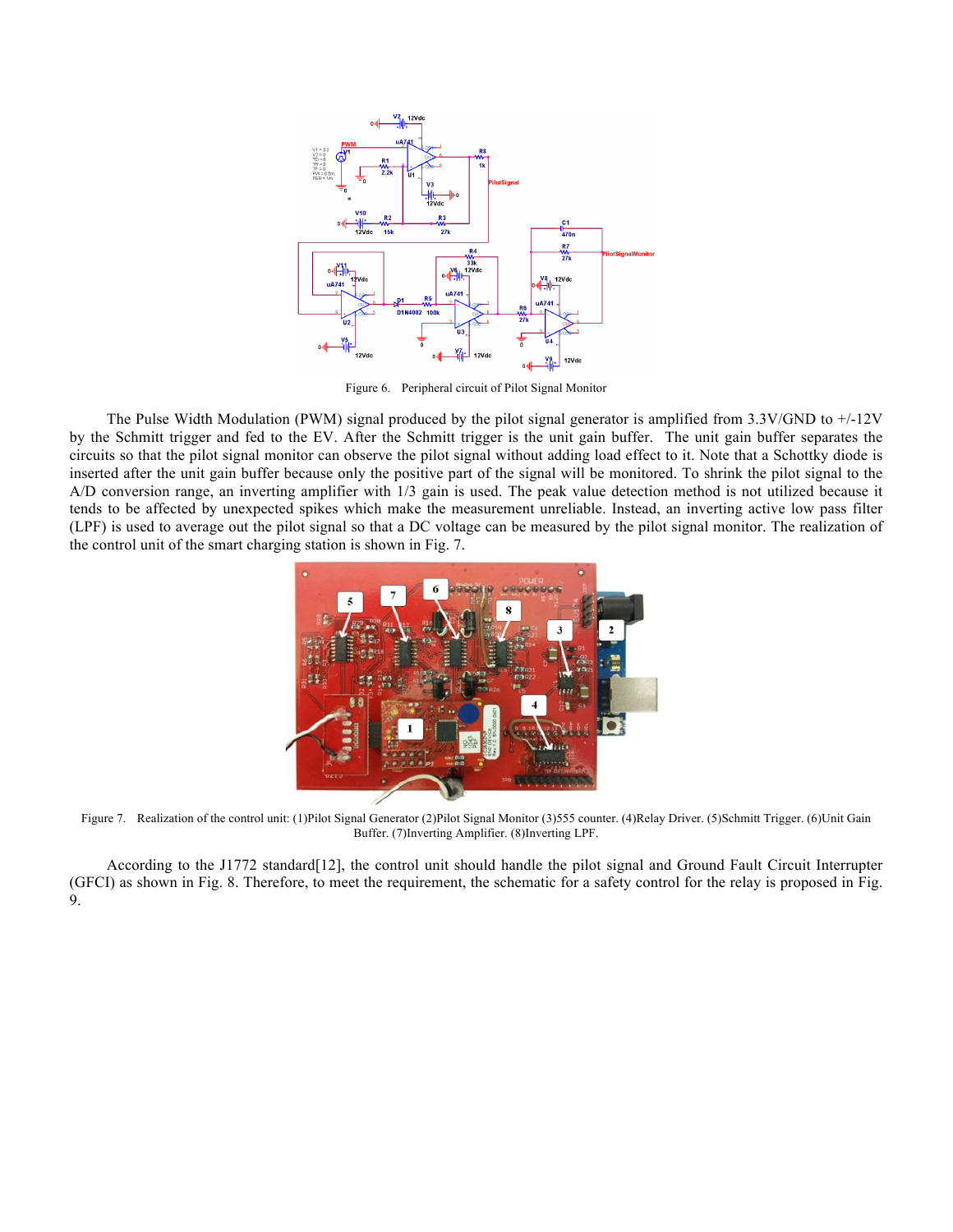Figure 6. Peripheral circuit of Pilot Signal Monitor

The Pulse Width Modulation (PWM) signal produced by the pilot signal generator is amplified from 3.3V/GND to +/-12V by the Schmitt trigger and fed to the EV. After the Schmitt trigger is the unit gain buffer. The unit gain buffer separates the circuits so that the pilot signal monitor can observe the pilot signal without adding load effect to it. Note that a Schottky diode is inserted after the unit gain buffer because only the positive part of the signal will be monitored. To shrink the pilot signal to the A/D conversion range, an inverting amplifier with 1/3 gain is used. The peak value detection method is not utilized because it tends to be affected by unexpected spikes which make the measurement unreliable. Instead, an inverting active low pass filter (LPF) is used to average out the pilot signal so that a DC voltage can be measured by the pilot signal monitor. The realization of the control unit of the smart charging station is shown in Fig. 7.

Figure 7. Realization of the control unit: (1)Pilot Signal Generator (2)Pilot Signal Monitor (3)555 counter. (4)Relay Driver. (5)Schmitt Trigger. (6)Unit Gain Buffer. (7)Inverting Amplifier. (8)Inverting LPF.

According to the J1772 standard[12], the control unit should handle the pilot signal and Ground Fault Circuit Interrupter (GFCI) as shown in Fig. 8. Therefore, to meet the requirement, the schematic for a safety control for the relay is proposed in Fig. 9.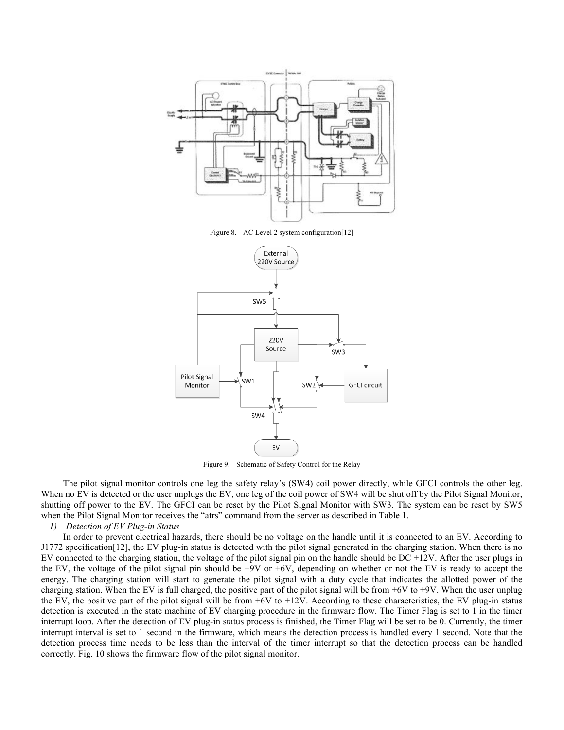Figure 8. AC Level 2 system configuration[12]

Figure 9. Schematic of Safety Control for the Relay

The pilot signal monitor controls one leg the safety relay's (SW4) coil power directly, while GFCI controls the other leg. When no EV is detected or the user unplugs the EV, one leg of the coil power of SW4 will be shut off by the Pilot Signal Monitor, shutting off power to the EV. The GFCI can be reset by the Pilot Signal Monitor with SW3. The system can be reset by SW5 when the Pilot Signal Monitor receives the "atrs" command from the server as described in Table 1.

*1) Detection of EV Plug-in Status*

In order to prevent electrical hazards, there should be no voltage on the handle until it is connected to an EV. According to J1772 specification[12], the EV plug-in status is detected with the pilot signal generated in the charging station. When there is no EV connected to the charging station, the voltage of the pilot signal pin on the handle should be DC +12V. After the user plugs in the EV, the voltage of the pilot signal pin should be +9V or +6V, depending on whether or not the EV is ready to accept the energy. The charging station will start to generate the pilot signal with a duty cycle that indicates the allotted power of the charging station. When the EV is full charged, the positive part of the pilot signal will be from +6V to +9V. When the user unplug the EV, the positive part of the pilot signal will be from +6V to +12V. According to these characteristics, the EV plug-in status detection is executed in the state machine of EV charging procedure in the firmware flow. The Timer Flag is set to 1 in the timer interrupt loop. After the detection of EV plug-in status process is finished, the Timer Flag will be set to be 0. Currently, the timer interrupt interval is set to 1 second in the firmware, which means the detection process is handled every 1 second. Note that the detection process time needs to be less than the interval of the timer interrupt so that the detection process can be handled correctly. Fig. 10 shows the firmware flow of the pilot signal monitor.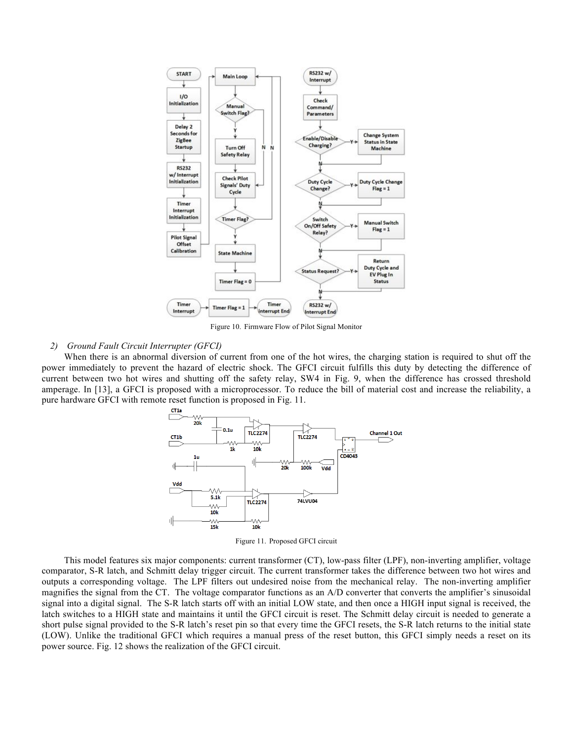Figure 10. Firmware Flow of Pilot Signal Monitor

### 2) *Ground Fault Circuit Interrupter (GFCI)*

When there is an abnormal diversion of current from one of the hot wires, the charging station is required to shut off the power immediately to prevent the hazard of electric shock. The GFCI circuit fulfills this duty by detecting the difference of current between two hot wires and shutting off the safety relay, SW4 in Fig. 9, when the difference has crossed threshold amperage. In [13], a GFCI is proposed with a microprocessor. To reduce the bill of material cost and increase the reliability, a pure hardware GFCI with remote reset function is proposed in Fig. 11.

Figure 11. Proposed GFCI circuit

This model features six major components: current transformer (CT), low-pass filter (LPF), non-inverting amplifier, voltage comparator, S-R latch, and Schmitt delay trigger circuit. The current transformer takes the difference between two hot wires and outputs a corresponding voltage. The LPF filters out undesired noise from the mechanical relay. The non-inverting amplifier magnifies the signal from the CT. The voltage comparator functions as an A/D converter that converts the amplifier's sinusoidal signal into a digital signal. The S-R latch starts off with an initial LOW state, and then once a HIGH input signal is received, the latch switches to a HIGH state and maintains it until the GFCI circuit is reset. The Schmitt delay circuit is needed to generate a short pulse signal provided to the S-R latch's reset pin so that every time the GFCI resets, the S-R latch returns to the initial state (LOW). Unlike the traditional GFCI which requires a manual press of the reset button, this GFCI simply needs a reset on its power source. Fig. 12 shows the realization of the GFCI circuit.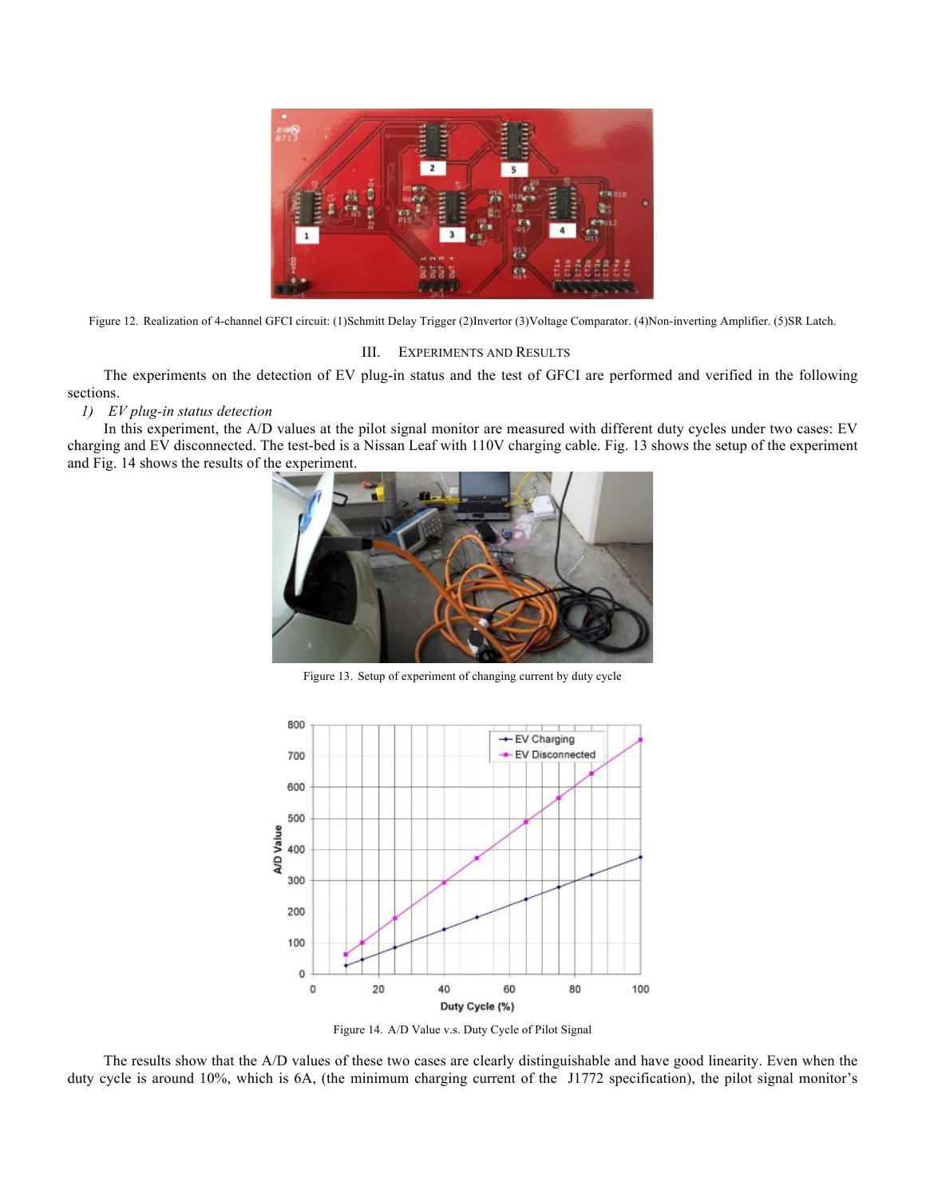Figure 12. Realization of 4-channel GFCI circuit: (1)Schmitt Delay Trigger (2)Invertor (3)Voltage Comparator. (4)Non-inverting Amplifier. (5)SR Latch.

## III. Experiments and Results

The experiments on the detection of EV plug-in status and the test of GFCI are performed and verified in the following sections.

*1) EV plug-in status detection*

In this experiment, the A/D values at the pilot signal monitor are measured with different duty cycles under two cases: EV charging and EV disconnected. The test-bed is a Nissan Leaf with 110V charging cable. Fig. 13 shows the setup of the experiment and Fig. 14 shows the results of the experiment.

Figure 13. Setup of experiment of changing current by duty cycle

Figure 14. A/D Value v.s. Duty Cycle of Pilot Signal

The results show that the A/D values of these two cases are clearly distinguishable and have good linearity. Even when the duty cycle is around 10%, which is 6A, (the minimum charging current of the J1772 specification), the pilot signal monitor's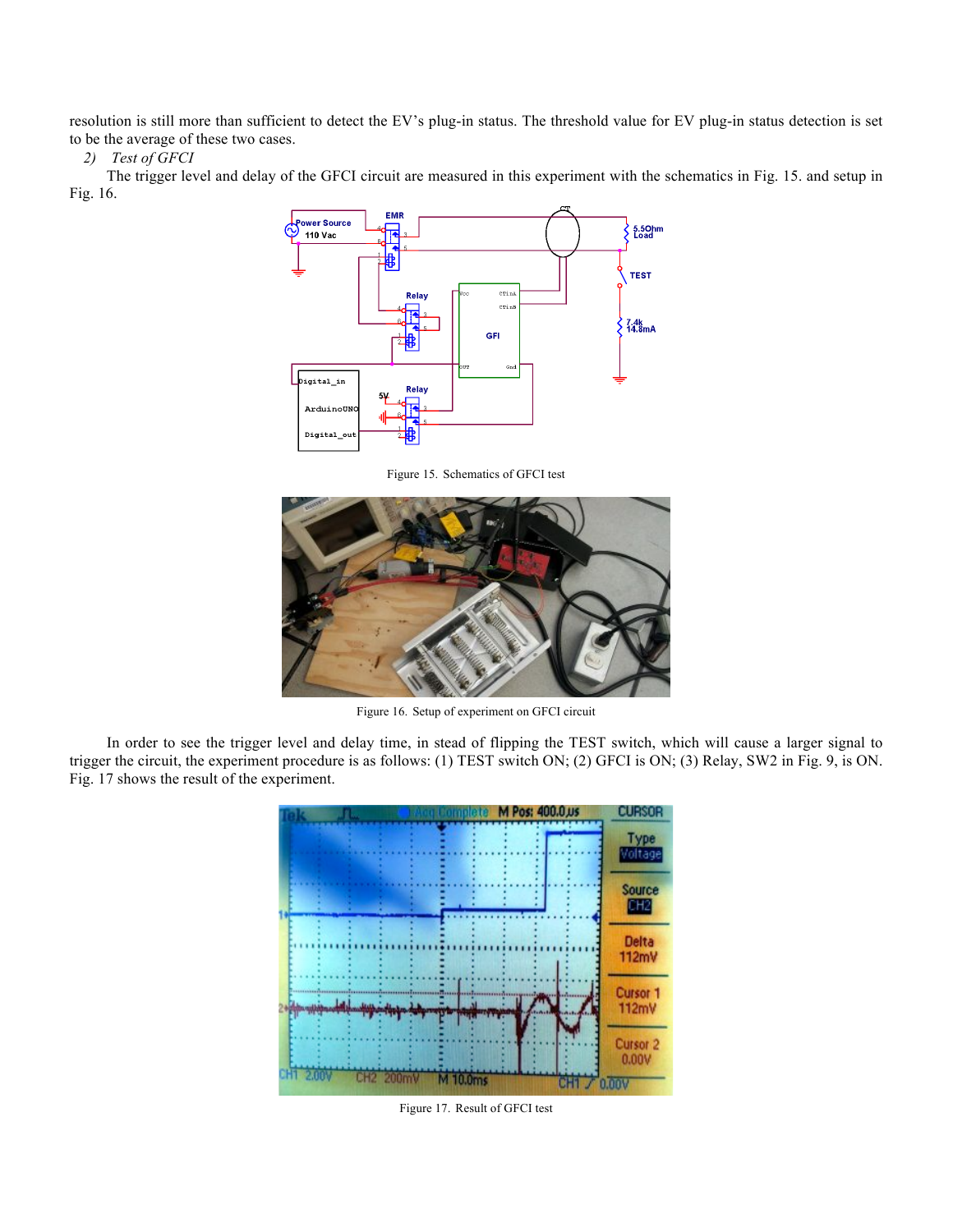resolution is still more than sufficient to detect the EV's plug-in status. The threshold value for EV plug-in status detection is set to be the average of these two cases.

*2) Test of GFCI*

The trigger level and delay of the GFCI circuit are measured in this experiment with the schematics in Fig. 15. and setup in Fig. 16.

Figure 15. Schematics of GFCI test

Figure 16. Setup of experiment on GFCI circuit

In order to see the trigger level and delay time, in stead of flipping the TEST switch, which will cause a larger signal to trigger the circuit, the experiment procedure is as follows: (1) TEST switch ON; (2) GFCI is ON; (3) Relay, SW2 in Fig. 9, is ON. Fig. 17 shows the result of the experiment.

Figure 17. Result of GFCI test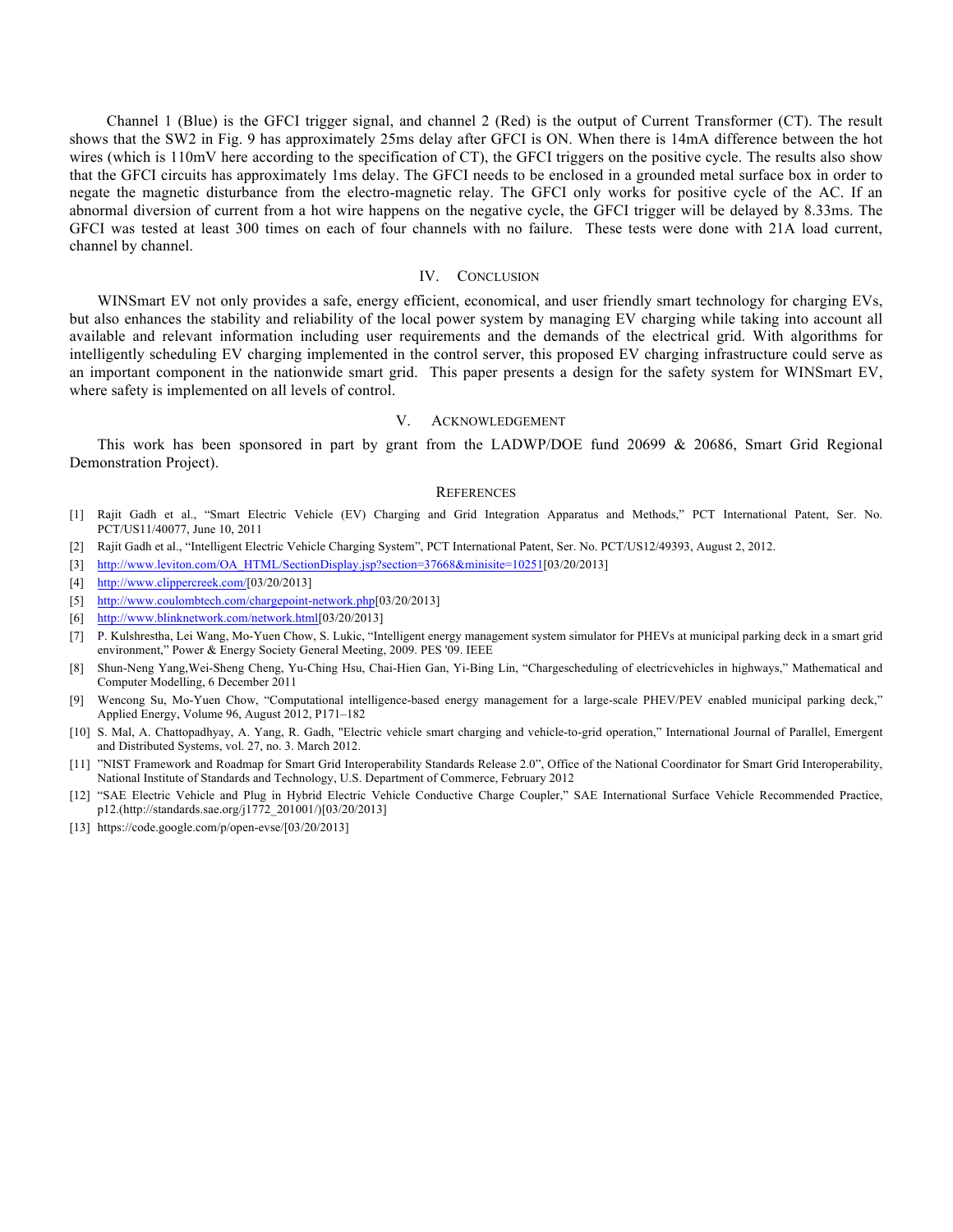Channel 1 (Blue) is the GFCI trigger signal, and channel 2 (Red) is the output of Current Transformer (CT). The result shows that the SW2 in Fig. 9 has approximately 25ms delay after GFCI is ON. When there is 14mA difference between the hot wires (which is 110mV here according to the specification of CT), the GFCI triggers on the positive cycle. The results also show that the GFCI circuits has approximately 1ms delay. The GFCI needs to be enclosed in a grounded metal surface box in order to negate the magnetic disturbance from the electro-magnetic relay. The GFCI only works for positive cycle of the AC. If an abnormal diversion of current from a hot wire happens on the negative cycle, the GFCI trigger will be delayed by 8.33ms. The GFCI was tested at least 300 times on each of four channels with no failure. These tests were done with 21A load current, channel by channel.

## IV. Conclusion

WINSmart EV not only provides a safe, energy efficient, economical, and user friendly smart technology for charging EVs, but also enhances the stability and reliability of the local power system by managing EV charging while taking into account all available and relevant information including user requirements and the demands of the electrical grid. With algorithms for intelligently scheduling EV charging implemented in the control server, this proposed EV charging infrastructure could serve as an important component in the nationwide smart grid. This paper presents a design for the safety system for WINSmart EV, where safety is implemented on all levels of control.

## V. Acknowledgement

This work has been sponsored in part by grant from the LADWP/DOE fund 20699 & 20686, Smart Grid Regional Demonstration Project).

## References

[1] Rajit Gadh et al., "Smart Electric Vehicle (EV) Charging and Grid Integration Apparatus and Methods," PCT International Patent, Ser. No. PCT/US11/40077, June 10, 2011

[2] Rajit Gadh et al., "Intelligent Electric Vehicle Charging System", PCT International Patent, Ser. No. PCT/US12/49393, August 2, 2012.

[3] http://www.leviton.com/OA_HTML/SectionDisplay.jsp?section=37668&minisite=10251[03/20/2013]

[4] http://www.clippercreek.com/[03/20/2013]

[5] http://www.coulombtech.com/chargepoint-network.php[03/20/2013]

[6] http://www.blinknetwork.com/network.html[03/20/2013]

[7] P. Kulshrestha, Lei Wang, Mo-Yuen Chow, S. Lukic, "Intelligent energy management system simulator for PHEVs at municipal parking deck in a smart grid environment," Power & Energy Society General Meeting, 2009. PES '09. IEEE

[8] Shun-Neng Yang,Wei-Sheng Cheng, Yu-Ching Hsu, Chai-Hien Gan, Yi-Bing Lin, "Chargescheduling of electricvehicles in highways," Mathematical and Computer Modelling, 6 December 2011

[9] Wencong Su, Mo-Yuen Chow, "Computational intelligence-based energy management for a large-scale PHEV/PEV enabled municipal parking deck," Applied Energy, Volume 96, August 2012, P171–182

[10] S. Mal, A. Chattopadhyay, A. Yang, R. Gadh, "Electric vehicle smart charging and vehicle-to-grid operation," International Journal of Parallel, Emergent and Distributed Systems, vol. 27, no. 3. March 2012.

[11] "NIST Framework and Roadmap for Smart Grid Interoperability Standards Release 2.0", Office of the National Coordinator for Smart Grid Interoperability, National Institute of Standards and Technology, U.S. Department of Commerce, February 2012

[12] "SAE Electric Vehicle and Plug in Hybrid Electric Vehicle Conductive Charge Coupler," SAE International Surface Vehicle Recommended Practice, p12.(http://standards.sae.org/j1772_201001/)[03/20/2013]

[13] https://code.google.com/p/open-evse/[03/20/2013]